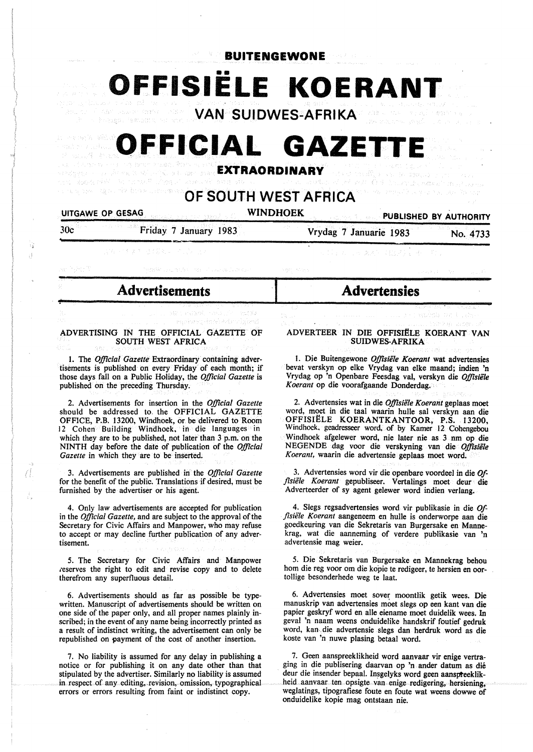# BUITENGEWONE

# OFFISIËLE KOERANT

## VAN SUIDWES-AFRIKA

# OFFICIAL GAZETTE

## EXTRAORDINARY

## OF SOUTH WEST AFRICA

UITGAWE OP GESAG | WINDHOEK | PUBLISHED BY AUTHORITY

30c | Friday 7 January 1983 | Vrydag 7 Januarie 1983 | No. 4733

## Advertisements

### ADVERTISING IN THE OFFICIAL GAZETTE OF SOUTH WEST AFRICA

1. The *Official Gazette* Extraordinary containing advertisements is published on every Friday of each month; if those days fall on a Public Holiday, the *Official Gazette* is published on the preceding Thursday.

2. Advertisements for insertion in the *Official Gazette* should be addressed to the OFFICIAL GAZETTE OFFICE, P.B. 13200, Windhoek, or be delivered to Room 12 Cohen Building Windhoek, in die languages in which they are to be published, not later than 3 p.m. on the NINTH day before the date of publication of the *Official Gazette* in which they are to be inserted.

3. Advertisements are published in the *Official Gazette* for the benefit of the public. Translations if desired, must be furnished by the advertiser or his agent.

4. Only law advertisements are accepted for publication in the *Official Gazette,* and are subject to the approval of the Secretary for Civic Affairs and Manpower, who may refuse to accept or may decline further publication of any advertisement.

5. The Secretary for Civic Affairs and Manpower reserves the right to edit and revise copy and to delete therefrom any superfluous detail.

6. Advertisements should as far as possible be typewritten. Manuscript of advertisements should be written on one side of the paper only, and all proper names plainly inscribed; in the event of any name being incorrectly printed as a result of indistinct writing, the advertisement can only be republished on payment of the cost of another insertion.

7. No liability is assumed for any delay in publishing a notice or for publishing it on any date other than that stipulated by the advertiser. Similarly no liability is assumed in respect of any editing, revision, omission, typographical errors or errors resulting from faint or indistinct copy.

## Advertensies

### ADVERTEER IN DIE OFFISIËLE KOERANT VAN SUIDWES-AFRIKA

1. Die Buitengewone *Offisiële Koerant* wat advertensies bevat verskyn op elke Vrydag van elke maand; indien 'n Vrydag op 'n Openbare Feesdag val, verskyn die *Offisiële Koerant* op die voorafgaande Donderdag.

2. Advertensies wat in die *Offisiële Koerant* geplaas moet word, moet in die taal waarin hulle sal verskyn aan die OFFISIËLE KOERANTKANTOOR, P.S. 13200, Windhoek, geadresseer word, of by Kamer 12 Cohengebou Windhoek afgelewer word, nie later nie as 3 nm op die NEGENDE dag voor die verskyning van die *Offisiële Koerant,* waarin die advertensie geplaas moet word.

3. Advertensies word vir die openbare voordeel in die *Offisiële Koerant* gepubliseer. Vertalings moet deur die Adverteerder of sy agent gelewer word indien verlang.

4. Slegs regsadvertensies word vir publikasie in die *Offisiële Koerant* aangeneem en hulle is onderworpe aan die goedkeuring van die Sekretaris van Burgersake en Mannekrag, wat die aanneming of verdere publikasie van 'n advertensie mag weier.

5. Die Sekretaris van Burgersake en Mannekrag behou hom die reg voor om die kopie te redigeer, te hersien en oortollige besonderhede weg te laat.

6. Advertensies moet sover moontlik getik wees. Die manuskrip van advertensies moet slegs op een kant van die papier geskryf word en alle eiename moet duidelik wees. In geval 'n naam weens onduidelike handskrif foutief gedruk word, kan die advertensie slegs dan herdruk word as die koste van 'n nuwe plasing betaal word.

7. Geen aanspreeklikheid word aanvaar vir enige vertraging in die publisering daarvan op 'n ander datum as dié deur die insender bepaal. Insgelyks word geen aanspreeklikheid aanvaar ten opsigte van enige redigering, hersiening, weglatings, tipografiese foute en foute wat weens dowwe of onduidelike kopie mag ontstaan nie.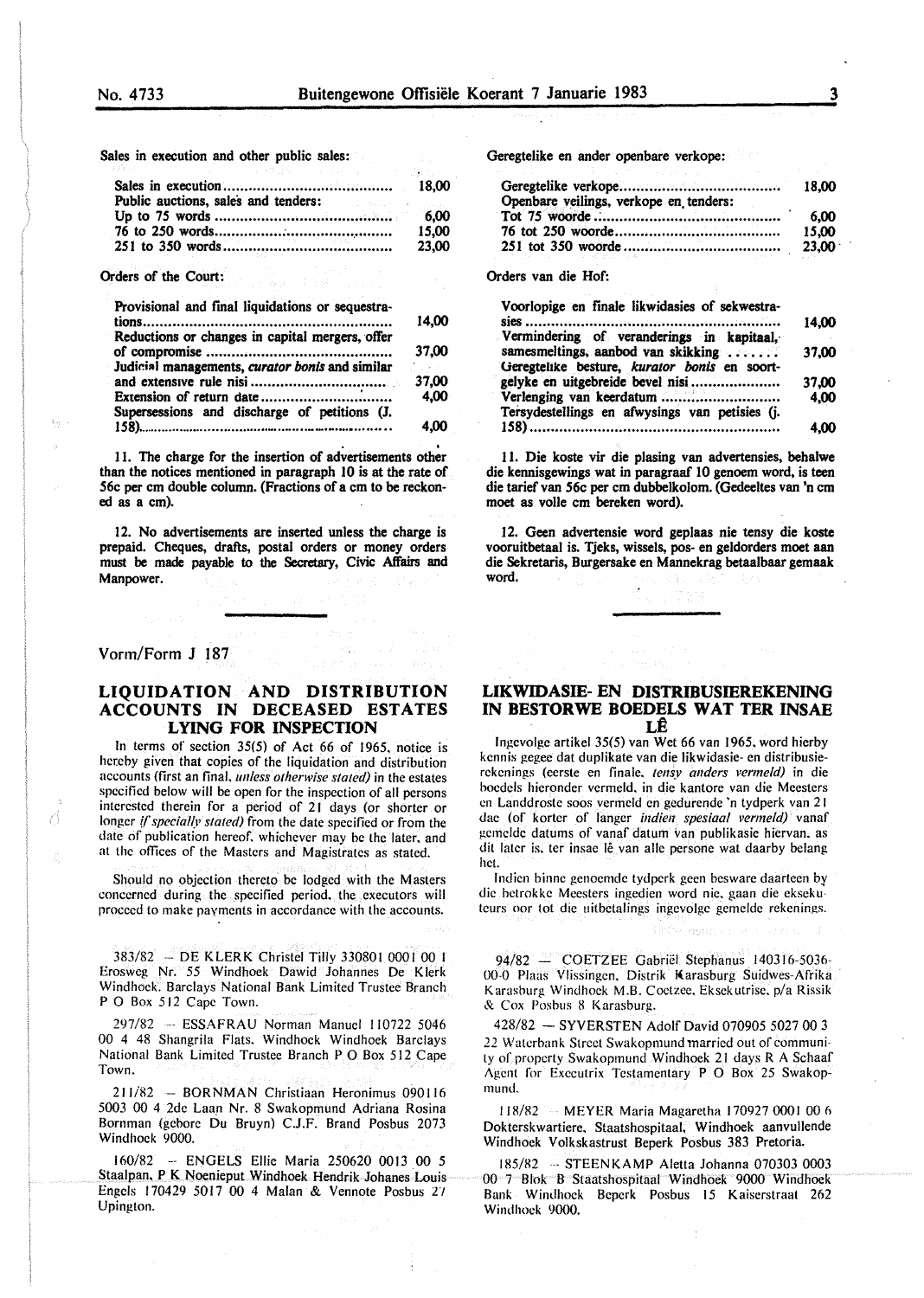Sales in execution and other public sales:

| | |
|---|---|
| Sales in execution | 18,00 |
| Public auctions, sales and tenders: | |
| Up to 75 words | 6,00 |
| 76 to 250 words | 15,00 |
| 251 to 350 words | 23,00 |

Orders of the Court:

| | |
|---|---|
| Provisional and final liquidations or sequestrations | 14,00 |
| Reductions or changes in capital mergers, offer of compromise | 37,00 |
| Judicial managements, *curator bonis* and similar and extensive rule nisi | 37,00 |
| Extension of return date | 4,00 |
| Supersessions and discharge of petitions (J. 158) | 4,00 |

11. The charge for the insertion of advertisements other than the notices mentioned in paragraph 10 is at the rate of 56c per cm double column. (Fractions of a cm to be reckoned as a cm).

12. No advertisements are inserted unless the charge is prepaid. Cheques, drafts, postal orders or money orders must be made payable to the Secretary, Civic Affairs and Manpower.

Geregtelike en ander openbare verkope:

| | |
|---|---|
| Geregtelike verkope | 18,00 |
| Openbare veilings, verkope en tenders: | |
| Tot 75 woorde | 6,00 |
| 76 tot 250 woorde | 15,00 |
| 251 tot 350 woorde | 23,00 |

Orders van die Hof:

| | |
|---|---|
| Voorlopige en finale likwidasies of sekwestrasies | 14,00 |
| Vermindering of veranderings in kapitaal, samesmeltings, aanbod van skikking | 37,00 |
| Geregtelike besture, *kurator bonis* en soortgelyke en uitgebreide bevel nisi | 37,00 |
| Verlenging van keerdatum | 4,00 |
| Tersydestellings en afwysings van petisies (j. 158) | 4,00 |

11. Die koste vir die plasing van advertensies, behalwe die kennisgewings wat in paragraaf 10 genoem word, is teen die tarief van 56c per cm dubbelkolom. (Gedeeltes van 'n cm moet as volle cm bereken word).

12. Geen advertensie word geplaas nie tensy die koste vooruitbetaal is. Tjeks, wissels, pos- en geldorders moet aan die Sekretaris, Burgersake en Mannekrag betaalbaar gemaak word.

Vorm/Form J 187

## LIQUIDATION AND DISTRIBUTION ACCOUNTS IN DECEASED ESTATES LYING FOR INSPECTION

In terms of section 35(5) of Act 66 of 1965, notice is hereby given that copies of the liquidation and distribution accounts (first an final, *unless otherwise stated)* in the estates specified below will be open for the inspection of all persons interested therein for a period of 21 days (or shorter or longer *if specially stated)* from the date specified or from the date of publication hereof, whichever may be the later, and at the offices of the Masters and Magistrates as stated.

Should no objection thereto be lodged with the Masters concerned during the specified period, the executors will proceed to make payments in accordance with the accounts.

383/82 — DE KLERK Christel Tilly 330801 0001 00 1 Erosweg Nr. 55 Windhoek Dawid Johannes De Klerk Windhoek. Barclays National Bank Limited Trustee Branch P O Box 512 Cape Town.

297/82 — ESSAFRAU Norman Manuel 110722 5046 00 4 48 Shangrila Flats. Windhoek Windhoek Barclays National Bank Limited Trustee Branch P O Box 512 Cape Town.

211/82 — BORNMAN Christiaan Heronimus 090116 5003 00 4 2de Laan Nr. 8 Swakopmund Adriana Rosina Bornman (gebore Du Bruyn) C.J.F. Brand Posbus 2073 Windhoek 9000.

160/82 — ENGELS Ellie Maria 250620 0013 00 5 Staalpan, P K Noenieput Windhoek Hendrik Johanes Louis Engels 170429 5017 00 4 Malan & Vennote Posbus 27 Upington.

## LIKWIDASIE- EN DISTRIBUSIEREKENING IN BESTORWE BOEDELS WAT TER INSAE LÊ

Ingevolge artikel 35(5) van Wet 66 van 1965, word hierby kennis gegee dat duplikate van die likwidasie- en distribusierekenings (eerste en finale, *tensy anders vermeld)* in die boedels hieronder vermeld, in die kantore van die Meesters en Landdroste soos vermeld en gedurende 'n tydperk van 21 dae (of korter of langer *indien spesiaal vermeld)* vanaf gemelde datums of vanaf datum van publikasie hiervan, as dit later is, ter insae lê van alle persone wat daarby belang het.

Indien binne genoemde tydperk geen besware daarteen by die betrokke Meesters ingedien word nie, gaan die eksekuteurs oor tot die uitbetalings ingevolge gemelde rekenings.

94/82 — COETZEE Gabriël Stephanus 140316-5036-00-0 Plaas Vlissingen, Distrik Karasburg Suidwes-Afrika Karasburg Windhoek M.B. Coetzee, Eksekutrise, p/a Rissik & Cox Posbus 8 Karasburg.

428/82 — SYVERSTEN Adolf David 070905 5027 00 3 22 Waterbank Street Swakopmund married out of community of property Swakopmund Windhoek 21 days R A Schaaf Agent for Executrix Testamentary P O Box 25 Swakopmund.

118/82 — MEYER Maria Magaretha 170927 0001 00 6 Dokterskwartiere, Staatshospitaal, Windhoek aanvullende Windhoek Volkskastrust Beperk Posbus 383 Pretoria.

185/82 — STEENKAMP Aletta Johanna 070303 0003 00 7 Blok B Staatshospitaal Windhoek 9000 Windhoek Bank Windhoek Beperk Posbus 15 Kaiserstraat 262 Windhoek 9000.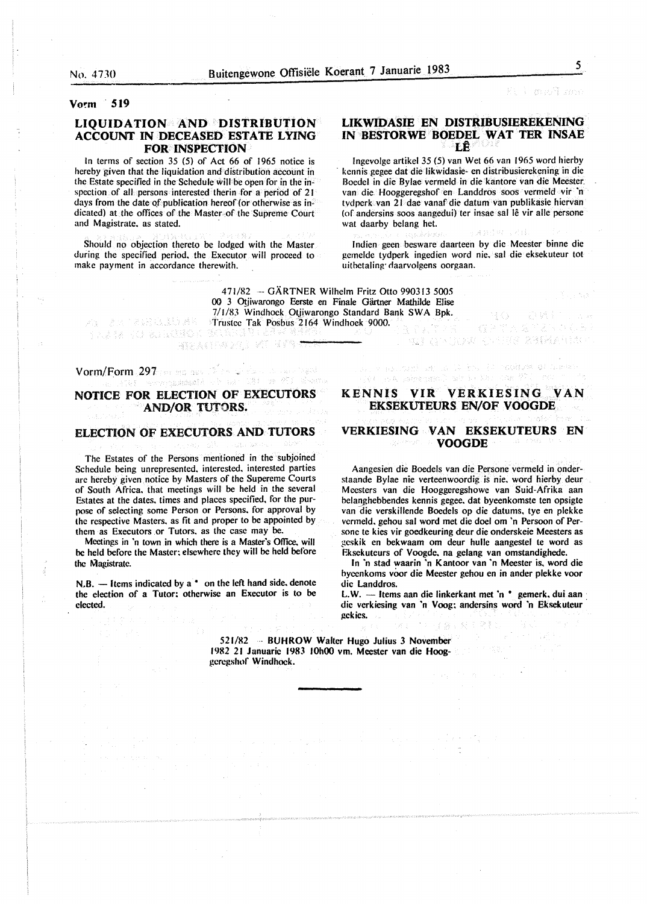**Vorm 519**

## LIQUIDATION AND DISTRIBUTION ACCOUNT IN DECEASED ESTATE LYING FOR INSPECTION

In terms of section 35 (5) of Act 66 of 1965 notice is hereby given that the liquidation and distribution account in the Estate specified in the Schedule will be open for in the inspection of all persons interested therin for a period of 21 days from the date of publication hereof (or otherwise as indicated) at the offices of the Master of the Supreme Court and Magistrate, as stated.

Should no objection thereto be lodged with the Master during the specified period, the Executor will proceed to make payment in accordance therewith.

## LIKWIDASIE EN DISTRIBUSIEREKENING IN BESTORWE BOEDEL WAT TER INSAE LÊ

Ingevolge artikel 35 (5) van Wet 66 van 1965 word hierby kennis gegee dat die likwidasie- en distribusierekening in die Boedel in die Bylae vermeld in die kantore van die Meester van die Hooggeregshof en Landdros soos vermeld vir 'n tydperk van 21 dae vanaf die datum van publikasie hiervan (of andersins soos aangedui) ter insae sal lê vir alle persone wat daarby belang het.

Indien geen besware daarteen by die Meester binne die gemelde tydperk ingedien word nie, sal die eksekuteur tot uitbetaling daarvolgens oorgaan.

471/82 — GÄRTNER Wilhelm Fritz Otto 990313 5005 00 3 Otjiwarongo Eerste en Finale Gärtner Mathilde Elise 7/1/83 Windhoek Otjiwarongo Standard Bank SWA Bpk. Trustee Tak Posbus 2164 Windhoek 9000.

---

Vorm/Form 297

## NOTICE FOR ELECTION OF EXECUTORS AND/OR TUTORS.

## ELECTION OF EXECUTORS AND TUTORS

The Estates of the Persons mentioned in the subjoined Schedule being unrepresented, interested, interested parties are hereby given notice by Masters of the Supereme Courts of South Africa, that meetings will be held in the several Estates at the dates, times and places specified, for the purpose of selecting some Person or Persons, for approval by the respective Masters, as fit and proper to be appointed by them as Executors or Tutors, as the case may be.

Meetings in 'n town in which there is a Master's Office, will be held before the Master; elsewhere they will be held before the Magistrate.

N.B. — Items indicated by a * on the left hand side, denote the election of a Tutor; otherwise an Executor is to be elected.

## KENNIS VIR VERKIESING VAN EKSEKUTEURS EN/OF VOOGDE

## VERKIESING VAN EKSEKUTEURS EN VOOGDE

Aangesien die Boedels van die Persone vermeld in onderstaande Bylae nie verteenwoordig is nie, word hierby deur Meesters van die Hooggeregshowe van Suid-Afrika aan belanghebbendes kennis gegee, dat byeenkomste ten opsigte van die verskillende Boedels op die datums, tye en plekke vermeld, gehou sal word met die doel om 'n Persoon of Persone te kies vir goedkeuring deur die onderskeie Meesters as geskik en bekwaam om deur hulle aangestel te word as Eksekuteurs of Voogde, na gelang van omstandighede.

In 'n stad waarin 'n Kantoor van 'n Meester is, word die byeenkoms voor die Meester gehou en in ander plekke voor die Landdros.

L.W. — Items aan die linkerkant met 'n * gemerk, dui aan die verkiesing van 'n Voog; andersins word 'n Eksekuteur gekies.

521/82 — BUHROW Walter Hugo Julius 3 November 1982 21 Januarie 1983 10h00 vm. Meester van die Hooggeregshof Windhoek.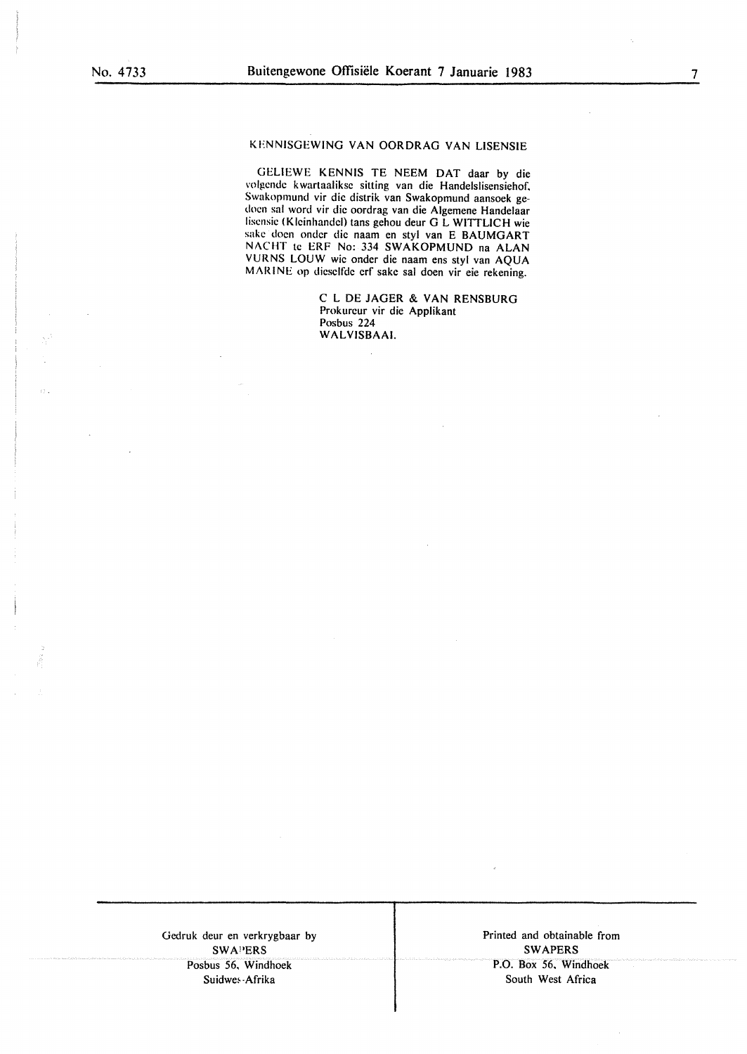## KENNISGEWING VAN OORDRAG VAN LISENSIE

GELIEWE KENNIS TE NEEM DAT daar by die volgende kwartaalikse sitting van die Handelslisensiehof, Swakopmund vir die distrik van Swakopmund aansoek gedoen sal word vir die oordrag van die Algemene Handelaar lisensie (Kleinhandel) tans gehou deur G L WITTLICH wie sake doen onder die naam en styl van E BAUMGART NACHT te ERF No: 334 SWAKOPMUND na ALAN VURNS LOUW wie onder die naam ens styl van AQUA MARINE op dieselfde erf sake sal doen vir eie rekening.

C L DE JAGER & VAN RENSBURG
Prokureur vir die Applikant
Posbus 224
WALVISBAAI.

---

Gedruk deur en verkrygbaar by
SWAPERS
Posbus 56, Windhoek
Suidwes-Afrika

Printed and obtainable from
SWAPERS
P.O. Box 56, Windhoek
South West Africa